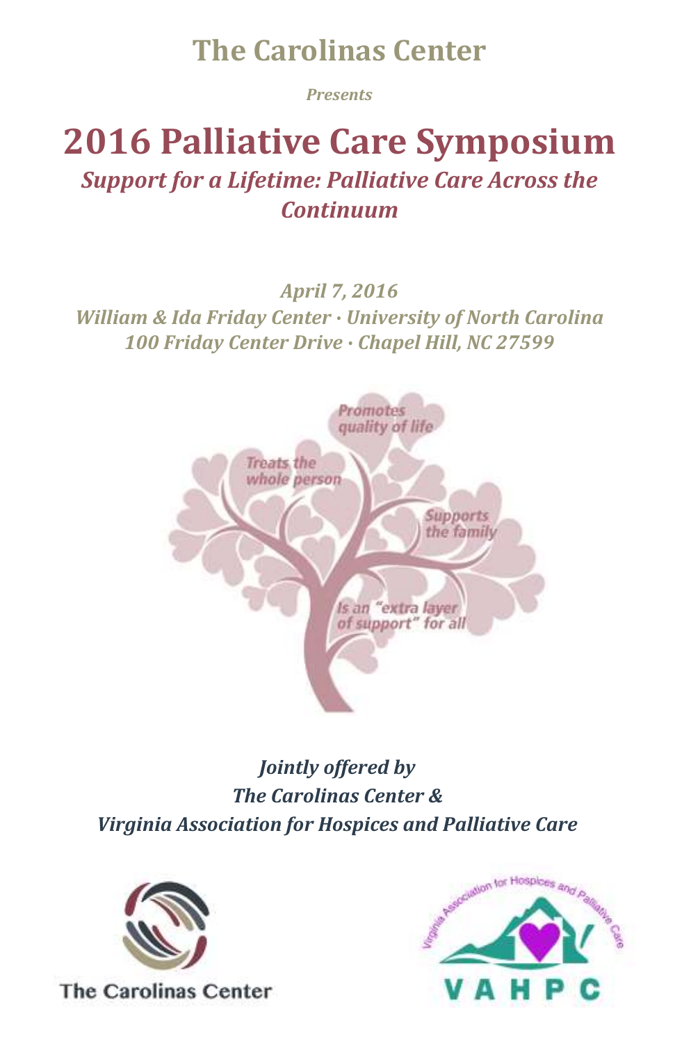# The Carolinas Center

*Presents*

# 2016 Palliative Care Symposium

## *Support for a Lifetime: Palliative Care Across the Continuum*

*April 7, 2016*

*William & Ida Friday Center · University of North Carolina*

*100 Friday Center Drive · Chapel Hill, NC 27599*

Promotes quality of life

Treats the whole person

Supports the family

Is an "extra layer of support" for all

***Jointly offered by***

***The Carolinas Center &***

***Virginia Association for Hospices and Palliative Care***

The Carolinas Center

Virginia Association for Hospices and Palliative Care

VAHPC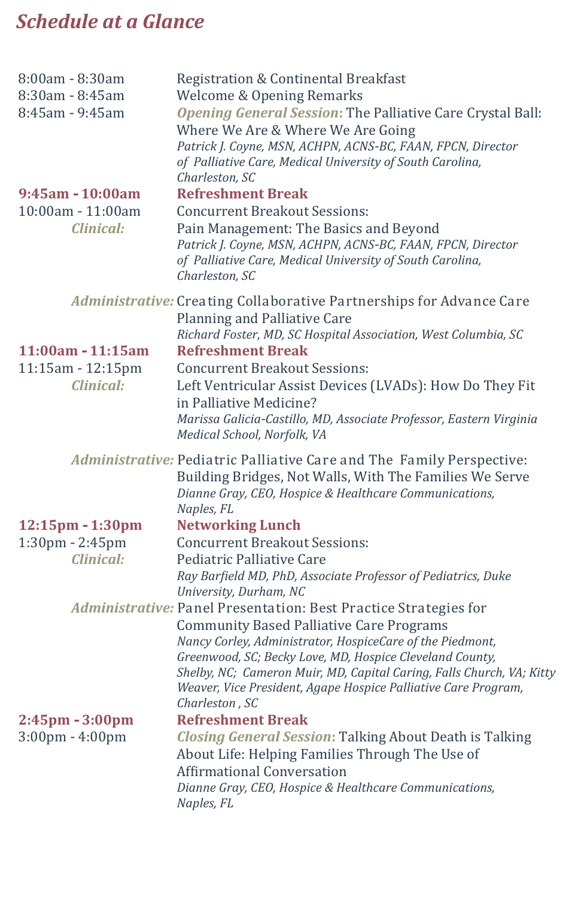## *Schedule at a Glance*

8:00am - 8:30am — Registration & Continental Breakfast

8:30am - 8:45am — Welcome & Opening Remarks

8:45am - 9:45am — ***Opening General Session*: The Palliative Care Crystal Ball: Where We Are & Where We Are Going**
*Patrick J. Coyne, MSN, ACHPN, ACNS-BC, FAAN, FPCN, Director of Palliative Care, Medical University of South Carolina, Charleston, SC*

**9:45am - 10:00am — Refreshment Break**

10:00am - 11:00am — Concurrent Breakout Sessions:

***Clinical:*** Pain Management: The Basics and Beyond
*Patrick J. Coyne, MSN, ACHPN, ACNS-BC, FAAN, FPCN, Director of Palliative Care, Medical University of South Carolina, Charleston, SC*

***Administrative:*** Creating Collaborative Partnerships for Advance Care Planning and Palliative Care
*Richard Foster, MD, SC Hospital Association, West Columbia, SC*

**11:00am - 11:15am — Refreshment Break**

11:15am - 12:15pm — Concurrent Breakout Sessions:

***Clinical:*** Left Ventricular Assist Devices (LVADs): How Do They Fit in Palliative Medicine?
*Marissa Galicia-Castillo, MD, Associate Professor, Eastern Virginia Medical School, Norfolk, VA*

***Administrative:*** Pediatric Palliative Care and The Family Perspective: Building Bridges, Not Walls, With The Families We Serve
*Dianne Gray, CEO, Hospice & Healthcare Communications, Naples, FL*

**12:15pm - 1:30pm — Networking Lunch**

1:30pm - 2:45pm — Concurrent Breakout Sessions:

***Clinical:*** Pediatric Palliative Care
*Ray Barfield MD, PhD, Associate Professor of Pediatrics, Duke University, Durham, NC*

***Administrative:*** Panel Presentation: Best Practice Strategies for Community Based Palliative Care Programs
*Nancy Corley, Administrator, HospiceCare of the Piedmont, Greenwood, SC; Becky Love, MD, Hospice Cleveland County, Shelby, NC; Cameron Muir, MD, Capital Caring, Falls Church, VA; Kitty Weaver, Vice President, Agape Hospice Palliative Care Program, Charleston , SC*

**2:45pm - 3:00pm — Refreshment Break**

3:00pm - 4:00pm — ***Closing General Session*: Talking About Death is Talking About Life: Helping Families Through The Use of Affirmational Conversation**
*Dianne Gray, CEO, Hospice & Healthcare Communications, Naples, FL*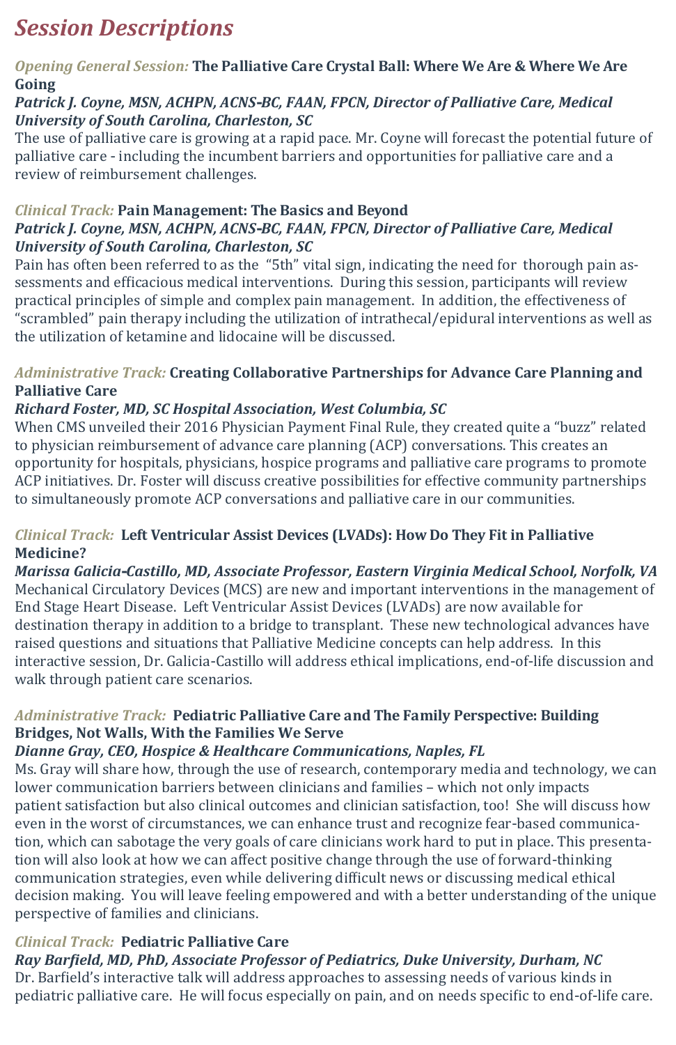# Session Descriptions

*Opening General Session:* **The Palliative Care Crystal Ball: Where We Are & Where We Are Going**

***Patrick J. Coyne, MSN, ACHPN, ACNS-BC, FAAN, FPCN, Director of Palliative Care, Medical University of South Carolina, Charleston, SC***

The use of palliative care is growing at a rapid pace. Mr. Coyne will forecast the potential future of palliative care - including the incumbent barriers and opportunities for palliative care and a review of reimbursement challenges.

*Clinical Track:* **Pain Management: The Basics and Beyond**

***Patrick J. Coyne, MSN, ACHPN, ACNS-BC, FAAN, FPCN, Director of Palliative Care, Medical University of South Carolina, Charleston, SC***

Pain has often been referred to as the "5th" vital sign, indicating the need for thorough pain assessments and efficacious medical interventions. During this session, participants will review practical principles of simple and complex pain management. In addition, the effectiveness of "scrambled" pain therapy including the utilization of intrathecal/epidural interventions as well as the utilization of ketamine and lidocaine will be discussed.

*Administrative Track:* **Creating Collaborative Partnerships for Advance Care Planning and Palliative Care**

***Richard Foster, MD, SC Hospital Association, West Columbia, SC***

When CMS unveiled their 2016 Physician Payment Final Rule, they created quite a "buzz" related to physician reimbursement of advance care planning (ACP) conversations. This creates an opportunity for hospitals, physicians, hospice programs and palliative care programs to promote ACP initiatives. Dr. Foster will discuss creative possibilities for effective community partnerships to simultaneously promote ACP conversations and palliative care in our communities.

*Clinical Track:* **Left Ventricular Assist Devices (LVADs): How Do They Fit in Palliative Medicine?**

***Marissa Galicia-Castillo, MD, Associate Professor, Eastern Virginia Medical School, Norfolk, VA***

Mechanical Circulatory Devices (MCS) are new and important interventions in the management of End Stage Heart Disease. Left Ventricular Assist Devices (LVADs) are now available for destination therapy in addition to a bridge to transplant. These new technological advances have raised questions and situations that Palliative Medicine concepts can help address. In this interactive session, Dr. Galicia-Castillo will address ethical implications, end-of-life discussion and walk through patient care scenarios.

*Administrative Track:* **Pediatric Palliative Care and The Family Perspective: Building Bridges, Not Walls, With the Families We Serve**

***Dianne Gray, CEO, Hospice & Healthcare Communications, Naples, FL***

Ms. Gray will share how, through the use of research, contemporary media and technology, we can lower communication barriers between clinicians and families – which not only impacts patient satisfaction but also clinical outcomes and clinician satisfaction, too! She will discuss how even in the worst of circumstances, we can enhance trust and recognize fear-based communication, which can sabotage the very goals of care clinicians work hard to put in place. This presentation will also look at how we can affect positive change through the use of forward-thinking communication strategies, even while delivering difficult news or discussing medical ethical decision making. You will leave feeling empowered and with a better understanding of the unique perspective of families and clinicians.

*Clinical Track:* **Pediatric Palliative Care**

***Ray Barfield, MD, PhD, Associate Professor of Pediatrics, Duke University, Durham, NC***

Dr. Barfield's interactive talk will address approaches to assessing needs of various kinds in pediatric palliative care. He will focus especially on pain, and on needs specific to end-of-life care.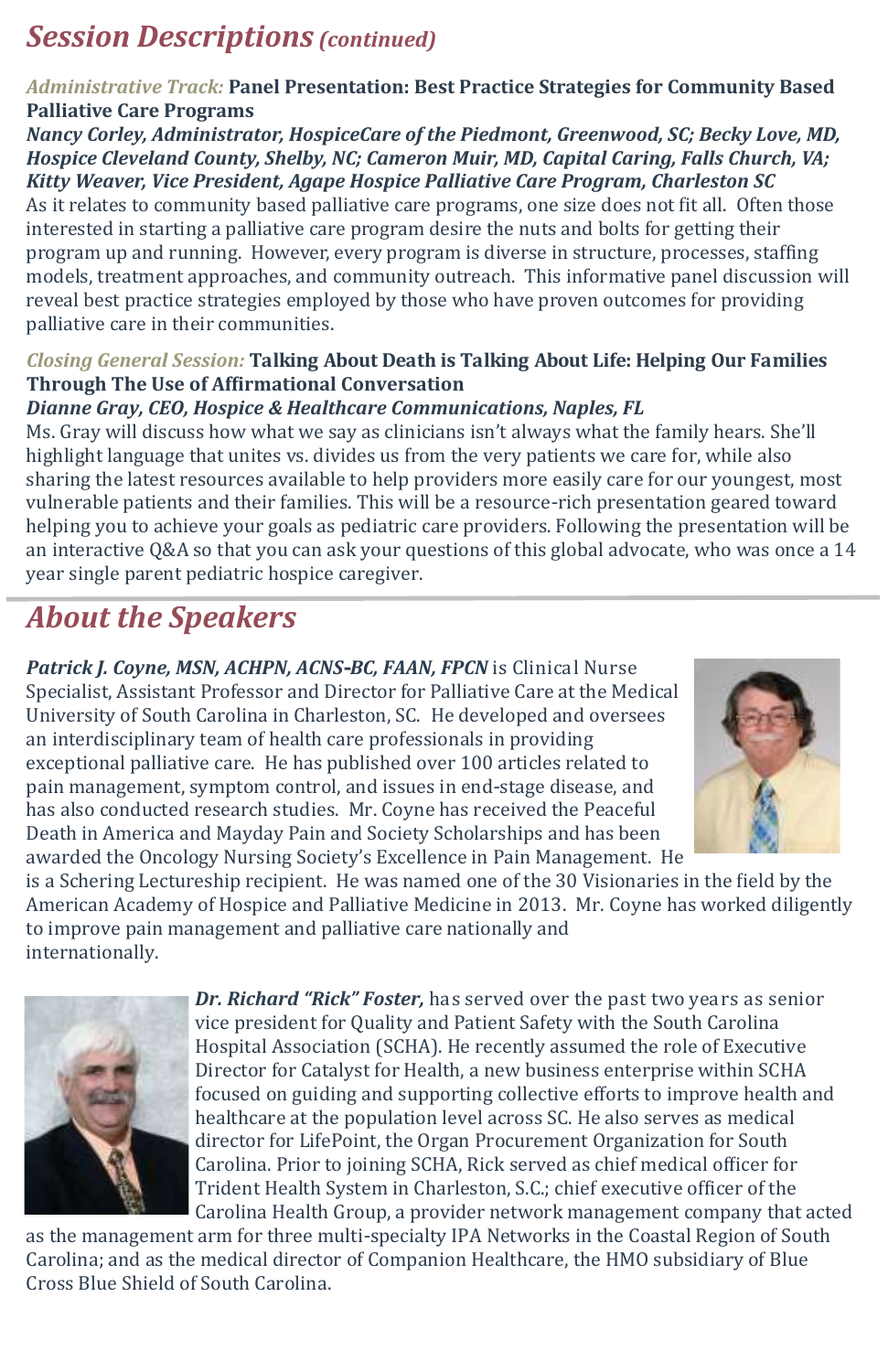## *Session Descriptions (continued)*

*Administrative Track:* **Panel Presentation: Best Practice Strategies for Community Based Palliative Care Programs**

***Nancy Corley, Administrator, HospiceCare of the Piedmont, Greenwood, SC; Becky Love, MD, Hospice Cleveland County, Shelby, NC; Cameron Muir, MD, Capital Caring, Falls Church, VA; Kitty Weaver, Vice President, Agape Hospice Palliative Care Program, Charleston SC***

As it relates to community based palliative care programs, one size does not fit all. Often those interested in starting a palliative care program desire the nuts and bolts for getting their program up and running. However, every program is diverse in structure, processes, staffing models, treatment approaches, and community outreach. This informative panel discussion will reveal best practice strategies employed by those who have proven outcomes for providing palliative care in their communities.

*Closing General Session:* **Talking About Death is Talking About Life: Helping Our Families Through The Use of Affirmational Conversation**

***Dianne Gray, CEO, Hospice & Healthcare Communications, Naples, FL***

Ms. Gray will discuss how what we say as clinicians isn't always what the family hears. She'll highlight language that unites vs. divides us from the very patients we care for, while also sharing the latest resources available to help providers more easily care for our youngest, most vulnerable patients and their families. This will be a resource-rich presentation geared toward helping you to achieve your goals as pediatric care providers. Following the presentation will be an interactive Q&A so that you can ask your questions of this global advocate, who was once a 14 year single parent pediatric hospice caregiver.

## *About the Speakers*

***Patrick J. Coyne, MSN, ACHPN, ACNS-BC, FAAN, FPCN*** is Clinical Nurse Specialist, Assistant Professor and Director for Palliative Care at the Medical University of South Carolina in Charleston, SC. He developed and oversees an interdisciplinary team of health care professionals in providing exceptional palliative care. He has published over 100 articles related to pain management, symptom control, and issues in end-stage disease, and has also conducted research studies. Mr. Coyne has received the Peaceful Death in America and Mayday Pain and Society Scholarships and has been awarded the Oncology Nursing Society's Excellence in Pain Management. He is a Schering Lectureship recipient. He was named one of the 30 Visionaries in the field by the American Academy of Hospice and Palliative Medicine in 2013. Mr. Coyne has worked diligently to improve pain management and palliative care nationally and internationally.

***Dr. Richard "Rick" Foster,*** has served over the past two years as senior vice president for Quality and Patient Safety with the South Carolina Hospital Association (SCHA). He recently assumed the role of Executive Director for Catalyst for Health, a new business enterprise within SCHA focused on guiding and supporting collective efforts to improve health and healthcare at the population level across SC. He also serves as medical director for LifePoint, the Organ Procurement Organization for South Carolina. Prior to joining SCHA, Rick served as chief medical officer for Trident Health System in Charleston, S.C.; chief executive officer of the Carolina Health Group, a provider network management company that acted as the management arm for three multi-specialty IPA Networks in the Coastal Region of South Carolina; and as the medical director of Companion Healthcare, the HMO subsidiary of Blue Cross Blue Shield of South Carolina.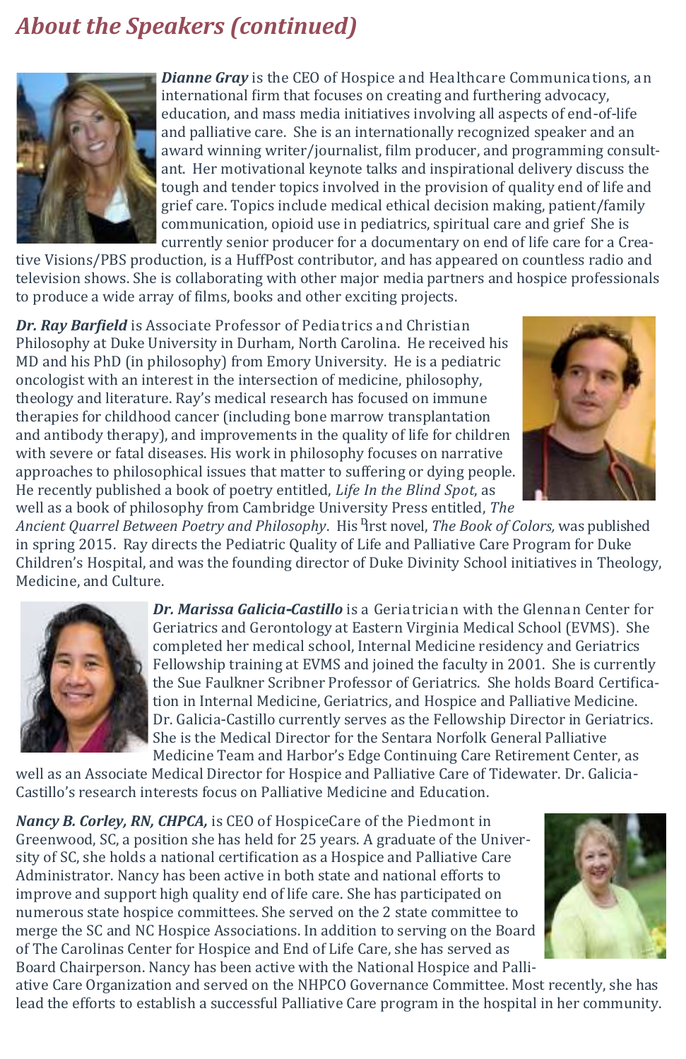## *About the Speakers (continued)*

***Dianne Gray*** is the CEO of Hospice and Healthcare Communications, an international firm that focuses on creating and furthering advocacy, education, and mass media initiatives involving all aspects of end-of-life and palliative care. She is an internationally recognized speaker and an award winning writer/journalist, film producer, and programming consultant. Her motivational keynote talks and inspirational delivery discuss the tough and tender topics involved in the provision of quality end of life and grief care. Topics include medical ethical decision making, patient/family communication, opioid use in pediatrics, spiritual care and grief She is currently senior producer for a documentary on end of life care for a Creative Visions/PBS production, is a HuffPost contributor, and has appeared on countless radio and television shows. She is collaborating with other major media partners and hospice professionals to produce a wide array of films, books and other exciting projects.

***Dr. Ray Barfield*** is Associate Professor of Pediatrics and Christian Philosophy at Duke University in Durham, North Carolina. He received his MD and his PhD (in philosophy) from Emory University. He is a pediatric oncologist with an interest in the intersection of medicine, philosophy, theology and literature. Ray's medical research has focused on immune therapies for childhood cancer (including bone marrow transplantation and antibody therapy), and improvements in the quality of life for children with severe or fatal diseases. His work in philosophy focuses on narrative approaches to philosophical issues that matter to suffering or dying people. He recently published a book of poetry entitled, *Life In the Blind Spot*, as well as a book of philosophy from Cambridge University Press entitled, *The Ancient Quarrel Between Poetry and Philosophy*. His first novel, *The Book of Colors,* was published in spring 2015. Ray directs the Pediatric Quality of Life and Palliative Care Program for Duke Children's Hospital, and was the founding director of Duke Divinity School initiatives in Theology, Medicine, and Culture.

***Dr. Marissa Galicia-Castillo*** is a Geriatrician with the Glennan Center for Geriatrics and Gerontology at Eastern Virginia Medical School (EVMS). She completed her medical school, Internal Medicine residency and Geriatrics Fellowship training at EVMS and joined the faculty in 2001. She is currently the Sue Faulkner Scribner Professor of Geriatrics. She holds Board Certification in Internal Medicine, Geriatrics, and Hospice and Palliative Medicine. Dr. Galicia-Castillo currently serves as the Fellowship Director in Geriatrics. She is the Medical Director for the Sentara Norfolk General Palliative Medicine Team and Harbor's Edge Continuing Care Retirement Center, as well as an Associate Medical Director for Hospice and Palliative Care of Tidewater. Dr. Galicia-Castillo's research interests focus on Palliative Medicine and Education.

***Nancy B. Corley, RN, CHPCA,*** is CEO of HospiceCare of the Piedmont in Greenwood, SC, a position she has held for 25 years. A graduate of the University of SC, she holds a national certification as a Hospice and Palliative Care Administrator. Nancy has been active in both state and national efforts to improve and support high quality end of life care. She has participated on numerous state hospice committees. She served on the 2 state committee to merge the SC and NC Hospice Associations. In addition to serving on the Board of The Carolinas Center for Hospice and End of Life Care, she has served as Board Chairperson. Nancy has been active with the National Hospice and Palliative Care Organization and served on the NHPCO Governance Committee. Most recently, she has lead the efforts to establish a successful Palliative Care program in the hospital in her community.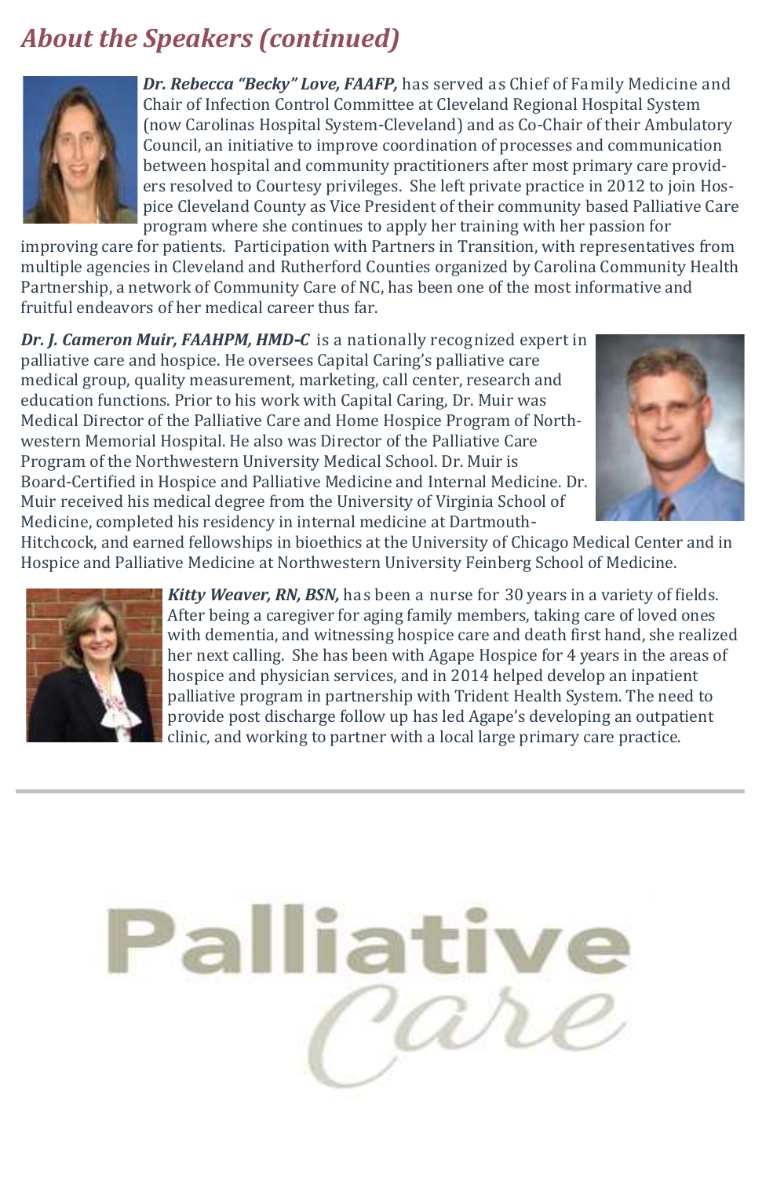## *About the Speakers (continued)*

***Dr. Rebecca "Becky" Love, FAAFP,*** has served as Chief of Family Medicine and Chair of Infection Control Committee at Cleveland Regional Hospital System (now Carolinas Hospital System-Cleveland) and as Co-Chair of their Ambulatory Council, an initiative to improve coordination of processes and communication between hospital and community practitioners after most primary care providers resolved to Courtesy privileges. She left private practice in 2012 to join Hospice Cleveland County as Vice President of their community based Palliative Care program where she continues to apply her training with her passion for improving care for patients. Participation with Partners in Transition, with representatives from multiple agencies in Cleveland and Rutherford Counties organized by Carolina Community Health Partnership, a network of Community Care of NC, has been one of the most informative and fruitful endeavors of her medical career thus far.

***Dr. J. Cameron Muir, FAAHPM, HMD-C*** is a nationally recognized expert in palliative care and hospice. He oversees Capital Caring's palliative care medical group, quality measurement, marketing, call center, research and education functions. Prior to his work with Capital Caring, Dr. Muir was Medical Director of the Palliative Care and Home Hospice Program of Northwestern Memorial Hospital. He also was Director of the Palliative Care Program of the Northwestern University Medical School. Dr. Muir is Board-Certified in Hospice and Palliative Medicine and Internal Medicine. Dr. Muir received his medical degree from the University of Virginia School of Medicine, completed his residency in internal medicine at Dartmouth-Hitchcock, and earned fellowships in bioethics at the University of Chicago Medical Center and in Hospice and Palliative Medicine at Northwestern University Feinberg School of Medicine.

***Kitty Weaver, RN, BSN,*** has been a nurse for 30 years in a variety of fields. After being a caregiver for aging family members, taking care of loved ones with dementia, and witnessing hospice care and death first hand, she realized her next calling. She has been with Agape Hospice for 4 years in the areas of hospice and physician services, and in 2014 helped develop an inpatient palliative program in partnership with Trident Health System. The need to provide post discharge follow up has led Agape's developing an outpatient clinic, and working to partner with a local large primary care practice.

Palliative Care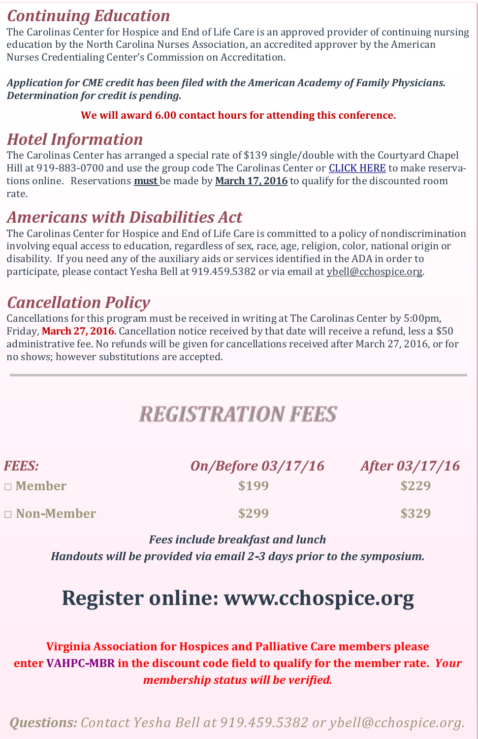## Continuing Education

The Carolinas Center for Hospice and End of Life Care is an approved provider of continuing nursing education by the North Carolina Nurses Association, an accredited approver by the American Nurses Credentialing Center's Commission on Accreditation.

***Application for CME credit has been filed with the American Academy of Family Physicians. Determination for credit is pending.***

**We will award 6.00 contact hours for attending this conference.**

## Hotel Information

The Carolinas Center has arranged a special rate of $139 single/double with the Courtyard Chapel Hill at 919-883-0700 and use the group code The Carolinas Center or CLICK HERE to make reservations online. Reservations **must** be made by **March 17, 2016** to qualify for the discounted room rate.

## Americans with Disabilities Act

The Carolinas Center for Hospice and End of Life Care is committed to a policy of nondiscrimination involving equal access to education, regardless of sex, race, age, religion, color, national origin or disability. If you need any of the auxiliary aids or services identified in the ADA in order to participate, please contact Yesha Bell at 919.459.5382 or via email at ybell@cchospice.org.

## Cancellation Policy

Cancellations for this program must be received in writing at The Carolinas Center by 5:00pm, Friday, **March 27, 2016**. Cancellation notice received by that date will receive a refund, less a $50 administrative fee. No refunds will be given for cancellations received after March 27, 2016, or for no shows; however substitutions are accepted.

---

# REGISTRATION FEES

| *FEES:* | *On/Before 03/17/16* | *After 03/17/16* |
|---|---|---|
| □ **Member** | **$199** | **$229** |
| □ **Non-Member** | **$299** | **$329** |

***Fees include breakfast and lunch***
***Handouts will be provided via email 2-3 days prior to the symposium.***

## Register online: www.cchospice.org

**Virginia Association for Hospices and Palliative Care members please enter VAHPC-MBR in the discount code field to qualify for the member rate.** ***Your membership status will be verified.***

***Questions:*** *Contact Yesha Bell at 919.459.5382 or ybell@cchospice.org.*